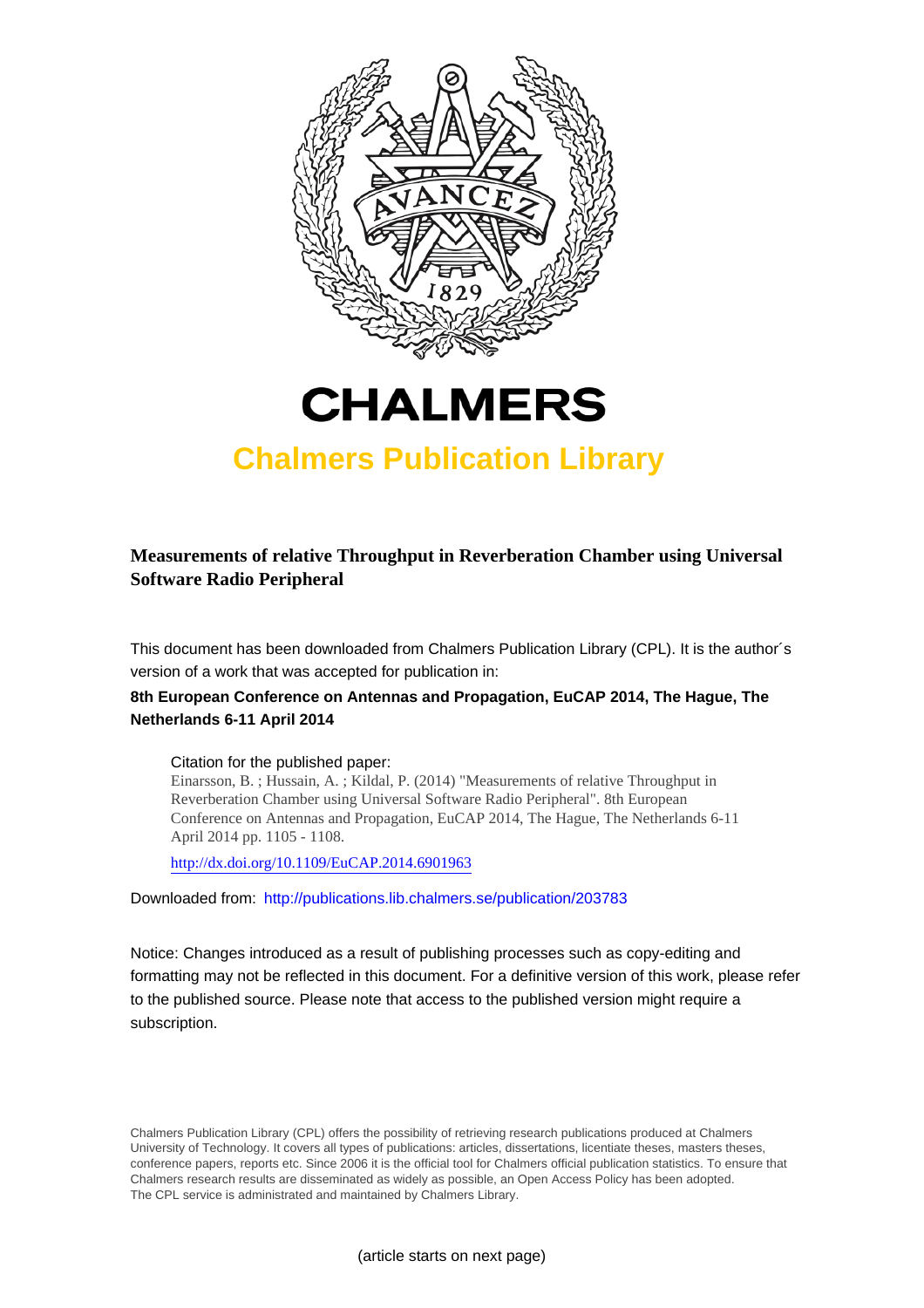# CHALMERS

## Chalmers Publication Library

**Measurements of relative Throughput in Reverberation Chamber using Universal Software Radio Peripheral**

This document has been downloaded from Chalmers Publication Library (CPL). It is the author´s version of a work that was accepted for publication in:

**8th European Conference on Antennas and Propagation, EuCAP 2014, The Hague, The Netherlands 6-11 April 2014**

Citation for the published paper:
Einarsson, B. ; Hussain, A. ; Kildal, P. (2014) "Measurements of relative Throughput in Reverberation Chamber using Universal Software Radio Peripheral". 8th European Conference on Antennas and Propagation, EuCAP 2014, The Hague, The Netherlands 6-11 April 2014 pp. 1105 - 1108.

http://dx.doi.org/10.1109/EuCAP.2014.6901963

Downloaded from: http://publications.lib.chalmers.se/publication/203783

Notice: Changes introduced as a result of publishing processes such as copy-editing and formatting may not be reflected in this document. For a definitive version of this work, please refer to the published source. Please note that access to the published version might require a subscription.

Chalmers Publication Library (CPL) offers the possibility of retrieving research publications produced at Chalmers University of Technology. It covers all types of publications: articles, dissertations, licentiate theses, masters theses, conference papers, reports etc. Since 2006 it is the official tool for Chalmers official publication statistics. To ensure that Chalmers research results are disseminated as widely as possible, an Open Access Policy has been adopted. The CPL service is administrated and maintained by Chalmers Library.

(article starts on next page)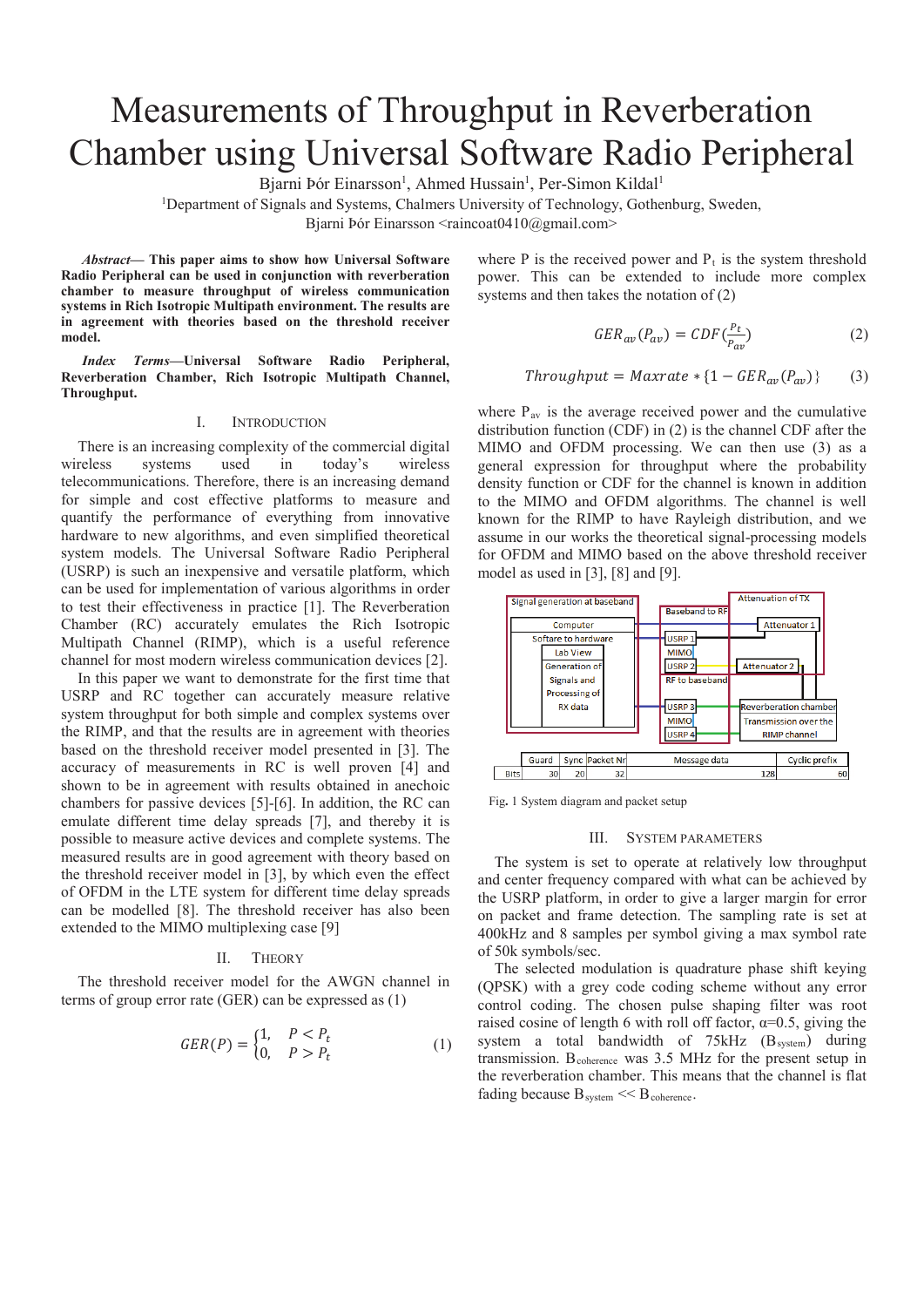# Measurements of Throughput in Reverberation Chamber using Universal Software Radio Peripheral

Bjarni Þór Einarsson[1], Ahmed Hussain[1], Per-Simon Kildal[1]

[1]Department of Signals and Systems, Chalmers University of Technology, Gothenburg, Sweden,

Bjarni Þór Einarsson <raincoat0410@gmail.com>

***Abstract*— This paper aims to show how Universal Software Radio Peripheral can be used in conjunction with reverberation chamber to measure throughput of wireless communication systems in Rich Isotropic Multipath environment. The results are in agreement with theories based on the threshold receiver model.**

***Index Terms*—Universal Software Radio Peripheral, Reverberation Chamber, Rich Isotropic Multipath Channel, Throughput.**

## I. Introduction

There is an increasing complexity of the commercial digital wireless systems used in today's wireless telecommunications. Therefore, there is an increasing demand for simple and cost effective platforms to measure and quantify the performance of everything from innovative hardware to new algorithms, and even simplified theoretical system models. The Universal Software Radio Peripheral (USRP) is such an inexpensive and versatile platform, which can be used for implementation of various algorithms in order to test their effectiveness in practice [1]. The Reverberation Chamber (RC) accurately emulates the Rich Isotropic Multipath Channel (RIMP), which is a useful reference channel for most modern wireless communication devices [2].

In this paper we want to demonstrate for the first time that USRP and RC together can accurately measure relative system throughput for both simple and complex systems over the RIMP, and that the results are in agreement with theories based on the threshold receiver model presented in [3]. The accuracy of measurements in RC is well proven [4] and shown to be in agreement with results obtained in anechoic chambers for passive devices [5]-[6]. In addition, the RC can emulate different time delay spreads [7], and thereby it is possible to measure active devices and complete systems. The measured results are in good agreement with theory based on the threshold receiver model in [3], by which even the effect of OFDM in the LTE system for different time delay spreads can be modelled [8]. The threshold receiver has also been extended to the MIMO multiplexing case [9]

## II. Theory

The threshold receiver model for the AWGN channel in terms of group error rate (GER) can be expressed as (1)

$$GER(P) = \begin{cases} 1, & P < P_t \\ 0, & P > P_t \end{cases} \quad (1)$$

where P is the received power and $P_t$ is the system threshold power. This can be extended to include more complex systems and then takes the notation of (2)

$$GER_{av}(P_{av}) = CDF(\frac{P_t}{P_{av}}) \quad (2)$$

$$Throughput = Maxrate * \{1 - GER_{av}(P_{av})\} \quad (3)$$

where $P_{av}$ is the average received power and the cumulative distribution function (CDF) in (2) is the channel CDF after the MIMO and OFDM processing. We can then use (3) as a general expression for throughput where the probability density function or CDF for the channel is known in addition to the MIMO and OFDM algorithms. The channel is well known for the RIMP to have Rayleigh distribution, and we assume in our works the theoretical signal-processing models for OFDM and MIMO based on the above threshold receiver model as used in [3], [8] and [9].

| | Guard | Sync | Packet Nr | Message data | Cyclic prefix |
|---|---|---|---|---|---|
| Bits | 30 | 20 | 32 | 128 | 60 |

Fig. 1 System diagram and packet setup

## III. System Parameters

The system is set to operate at relatively low throughput and center frequency compared with what can be achieved by the USRP platform, in order to give a larger margin for error on packet and frame detection. The sampling rate is set at 400kHz and 8 samples per symbol giving a max symbol rate of 50k symbols/sec.

The selected modulation is quadrature phase shift keying (QPSK) with a grey code coding scheme without any error control coding. The chosen pulse shaping filter was root raised cosine of length 6 with roll off factor, α=0.5, giving the system a total bandwidth of 75kHz ($B_{system}$) during transmission. $B_{coherence}$ was 3.5 MHz for the present setup in the reverberation chamber. This means that the channel is flat fading because $B_{system} << B_{coherence}$.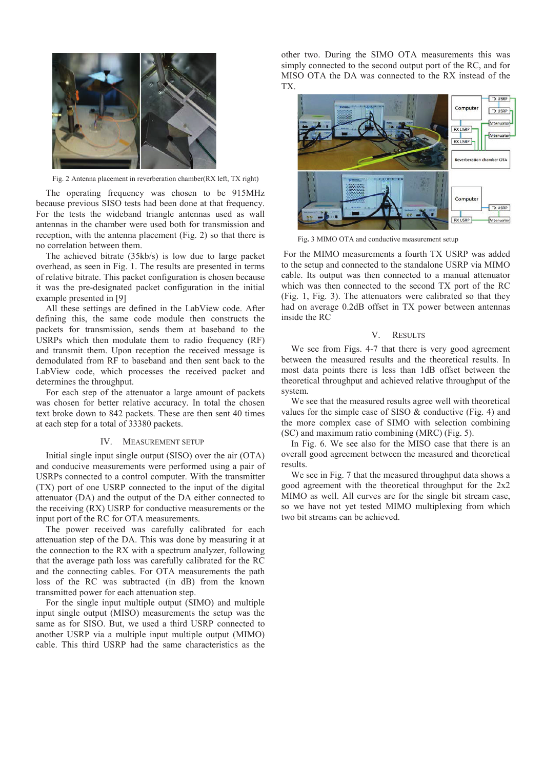Fig. 2 Antenna placement in reverberation chamber(RX left, TX right)

The operating frequency was chosen to be 915MHz because previous SISO tests had been done at that frequency. For the tests the wideband triangle antennas used as wall antennas in the chamber were used both for transmission and reception, with the antenna placement (Fig. 2) so that there is no correlation between them.

The achieved bitrate (35kb/s) is low due to large packet overhead, as seen in Fig. 1. The results are presented in terms of relative bitrate. This packet configuration is chosen because it was the pre-designated packet configuration in the initial example presented in [9]

All these settings are defined in the LabView code. After defining this, the same code module then constructs the packets for transmission, sends them at baseband to the USRPs which then modulate them to radio frequency (RF) and transmit them. Upon reception the received message is demodulated from RF to baseband and then sent back to the LabView code, which processes the received packet and determines the throughput.

For each step of the attenuator a large amount of packets was chosen for better relative accuracy. In total the chosen text broke down to 842 packets. These are then sent 40 times at each step for a total of 33380 packets.

## IV. Measurement Setup

Initial single input single output (SISO) over the air (OTA) and conducive measurements were performed using a pair of USRPs connected to a control computer. With the transmitter (TX) port of one USRP connected to the input of the digital attenuator (DA) and the output of the DA either connected to the receiving (RX) USRP for conductive measurements or the input port of the RC for OTA measurements.

The power received was carefully calibrated for each attenuation step of the DA. This was done by measuring it at the connection to the RX with a spectrum analyzer, following that the average path loss was carefully calibrated for the RC and the connecting cables. For OTA measurements the path loss of the RC was subtracted (in dB) from the known transmitted power for each attenuation step.

For the single input multiple output (SIMO) and multiple input single output (MISO) measurements the setup was the same as for SISO. But, we used a third USRP connected to another USRP via a multiple input multiple output (MIMO) cable. This third USRP had the same characteristics as the other two. During the SIMO OTA measurements this was simply connected to the second output port of the RC, and for MISO OTA the DA was connected to the RX instead of the TX.

Fig. 3 MIMO OTA and conductive measurement setup

For the MIMO measurements a fourth TX USRP was added to the setup and connected to the standalone USRP via MIMO cable. Its output was then connected to a manual attenuator which was then connected to the second TX port of the RC (Fig. 1, Fig. 3). The attenuators were calibrated so that they had on average 0.2dB offset in TX power between antennas inside the RC

## V. Results

We see from Figs. 4-7 that there is very good agreement between the measured results and the theoretical results. In most data points there is less than 1dB offset between the theoretical throughput and achieved relative throughput of the system.

We see that the measured results agree well with theoretical values for the simple case of SISO & conductive (Fig. 4) and the more complex case of SIMO with selection combining (SC) and maximum ratio combining (MRC) (Fig. 5).

In Fig. 6. We see also for the MISO case that there is an overall good agreement between the measured and theoretical results.

We see in Fig. 7 that the measured throughput data shows a good agreement with the theoretical throughput for the 2x2 MIMO as well. All curves are for the single bit stream case, so we have not yet tested MIMO multiplexing from which two bit streams can be achieved.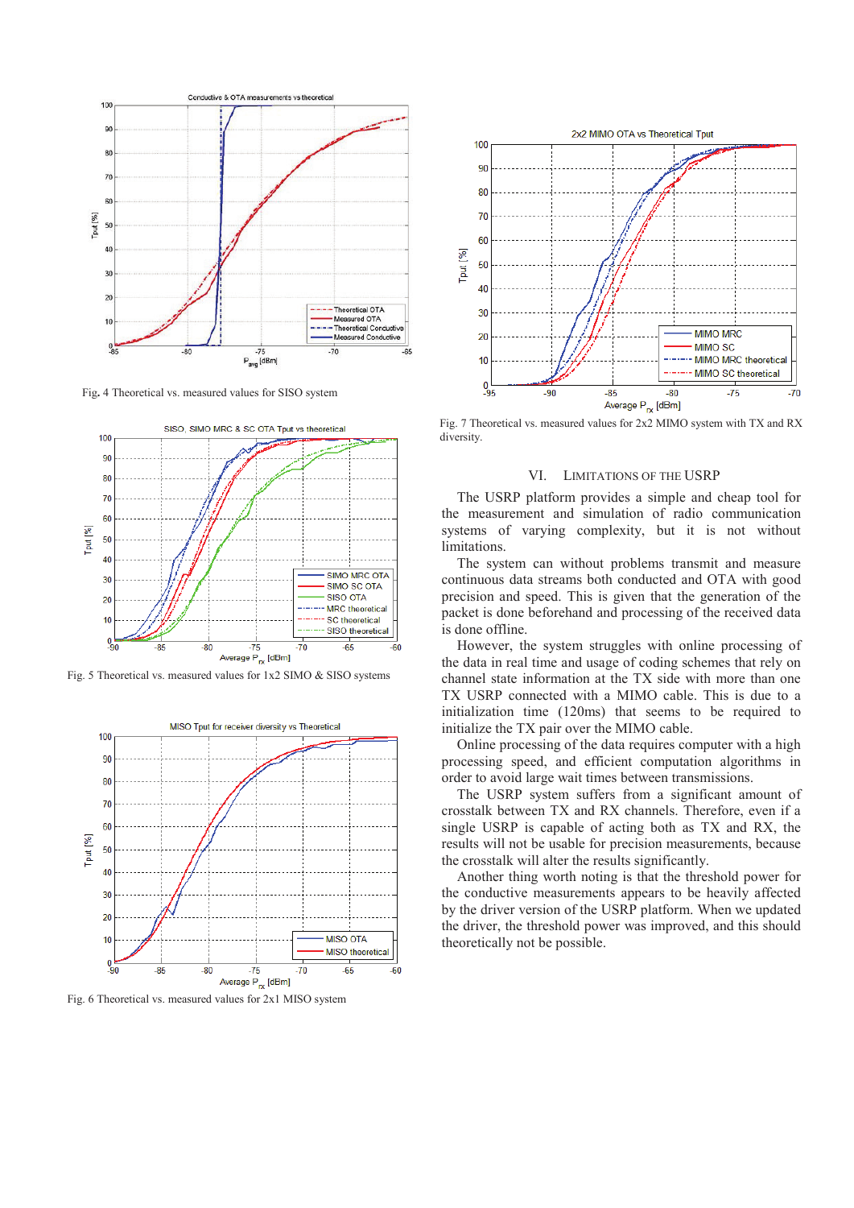Fig. 4 Theoretical vs. measured values for SISO system

Fig. 5 Theoretical vs. measured values for 1x2 SIMO & SISO systems

Fig. 6 Theoretical vs. measured values for 2x1 MISO system

Fig. 7 Theoretical vs. measured values for 2x2 MIMO system with TX and RX diversity.

## VI. LIMITATIONS OF THE USRP

The USRP platform provides a simple and cheap tool for the measurement and simulation of radio communication systems of varying complexity, but it is not without limitations.

The system can without problems transmit and measure continuous data streams both conducted and OTA with good precision and speed. This is given that the generation of the packet is done beforehand and processing of the received data is done offline.

However, the system struggles with online processing of the data in real time and usage of coding schemes that rely on channel state information at the TX side with more than one TX USRP connected with a MIMO cable. This is due to a initialization time (120ms) that seems to be required to initialize the TX pair over the MIMO cable.

Online processing of the data requires computer with a high processing speed, and efficient computation algorithms in order to avoid large wait times between transmissions.

The USRP system suffers from a significant amount of crosstalk between TX and RX channels. Therefore, even if a single USRP is capable of acting both as TX and RX, the results will not be usable for precision measurements, because the crosstalk will alter the results significantly.

Another thing worth noting is that the threshold power for the conductive measurements appears to be heavily affected by the driver version of the USRP platform. When we updated the driver, the threshold power was improved, and this should theoretically not be possible.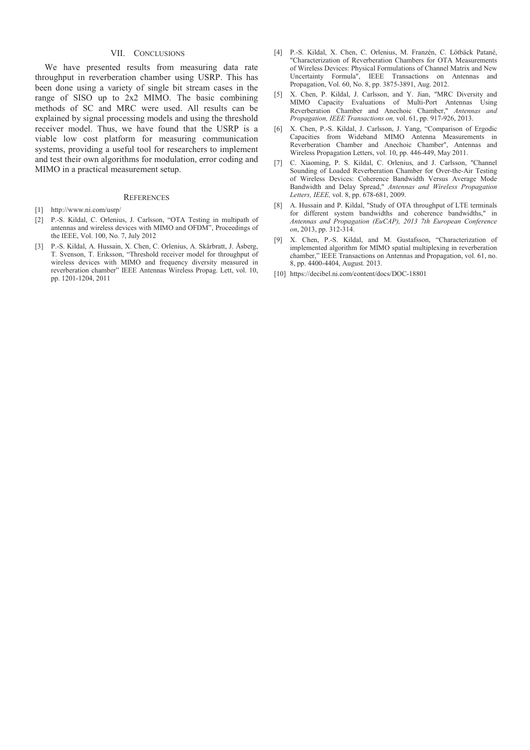## VII. Conclusions

We have presented results from measuring data rate throughput in reverberation chamber using USRP. This has been done using a variety of single bit stream cases in the range of SISO up to 2x2 MIMO. The basic combining methods of SC and MRC were used. All results can be explained by signal processing models and using the threshold receiver model. Thus, we have found that the USRP is a viable low cost platform for measuring communication systems, providing a useful tool for researchers to implement and test their own algorithms for modulation, error coding and MIMO in a practical measurement setup.

## References

[1] http://www.ni.com/usrp/

[2] P.-S. Kildal, C. Orlenius, J. Carlsson, "OTA Testing in multipath of antennas and wireless devices with MIMO and OFDM", Proceedings of the IEEE, Vol. 100, No. 7, July 2012

[3] P.-S. Kildal, A. Hussain, X. Chen, C. Orlenius, A. Skårbratt, J. Åsberg, T. Svenson, T. Eriksson, "Threshold receiver model for throughput of wireless devices with MIMO and frequency diversity measured in reverberation chamber" IEEE Antennas Wireless Propag. Lett, vol. 10, pp. 1201-1204, 2011

[4] P.-S. Kildal, X. Chen, C. Orlenius, M. Franzén, C. Lötbäck Patané, "Characterization of Reverberation Chambers for OTA Measurements of Wireless Devices: Physical Formulations of Channel Matrix and New Uncertainty Formula", IEEE Transactions on Antennas and Propagation, Vol. 60, No. 8, pp. 3875-3891, Aug. 2012.

[5] X. Chen, P. Kildal, J. Carlsson, and Y. Jian, "MRC Diversity and MIMO Capacity Evaluations of Multi-Port Antennas Using Reverberation Chamber and Anechoic Chamber," *Antennas and Propagation, IEEE Transactions on,* vol. 61, pp. 917-926, 2013.

[6] X. Chen, P.-S. Kildal, J. Carlsson, J. Yang, "Comparison of Ergodic Capacities from Wideband MIMO Antenna Measurements in Reverberation Chamber and Anechoic Chamber", Antennas and Wireless Propagation Letters, vol. 10, pp. 446-449, May 2011.

[7] C. Xiaoming, P. S. Kildal, C. Orlenius, and J. Carlsson, "Channel Sounding of Loaded Reverberation Chamber for Over-the-Air Testing of Wireless Devices: Coherence Bandwidth Versus Average Mode Bandwidth and Delay Spread," *Antennas and Wireless Propagation Letters, IEEE,* vol. 8, pp. 678-681, 2009.

[8] A. Hussain and P. Kildal, "Study of OTA throughput of LTE terminals for different system bandwidths and coherence bandwidths," in *Antennas and Propagation (EuCAP), 2013 7th European Conference on*, 2013, pp. 312-314.

[9] X. Chen, P.-S. Kildal, and M. Gustafsson, "Characterization of implemented algorithm for MIMO spatial multiplexing in reverberation chamber," IEEE Transactions on Antennas and Propagation, vol. 61, no. 8, pp. 4400-4404, August. 2013.

[10] https://decibel.ni.com/content/docs/DOC-18801